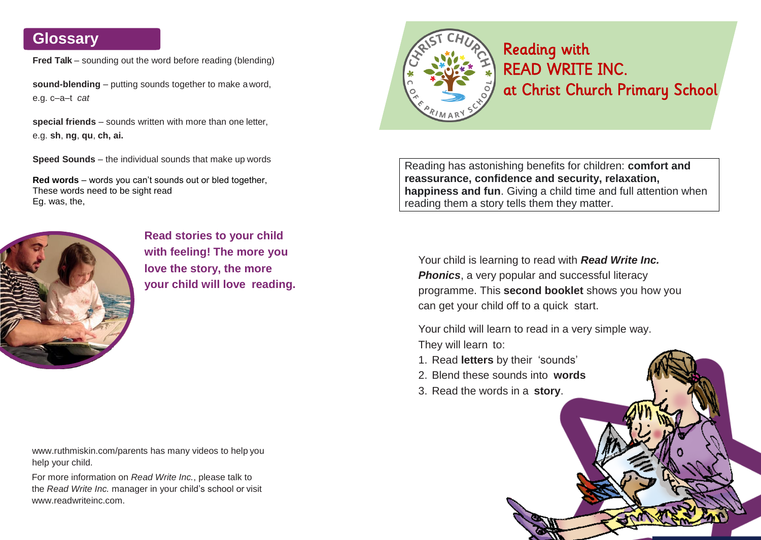## Glossary

**Fred Talk** – sounding out the word before reading (blending)

**sound-blending** – putting sounds together to make a word, e.g. c–a–t *cat*

**special friends** – sounds written with more than one letter, e.g. **sh**, **ng**, **qu**, **ch, ai.**

**Speed Sounds** – the individual sounds that make up words

**Red words** – words you can't sounds out or bled together, These words need to be sight read Eg. was, the,

**Read stories to your child with feeling! The more you love the story, the more your child will love reading.**

www.ruthmiskin.com/parents has many videos to help you help your child.

For more information on *Read Write Inc.*, please talk to the *Read Write Inc.* manager in your child's school or visit www.readwriteinc.com.

# Reading with READ WRITE INC. at Christ Church Primary School

Reading has astonishing benefits for children: **comfort and reassurance, confidence and security, relaxation, happiness and fun**. Giving a child time and full attention when reading them a story tells them they matter.

Your child is learning to read with ***Read Write Inc. Phonics***, a very popular and successful literacy programme. This **second booklet** shows you how you can get your child off to a quick start.

Your child will learn to read in a very simple way. They will learn to:

1. Read **letters** by their 'sounds'
2. Blend these sounds into **words**
3. Read the words in a **story**.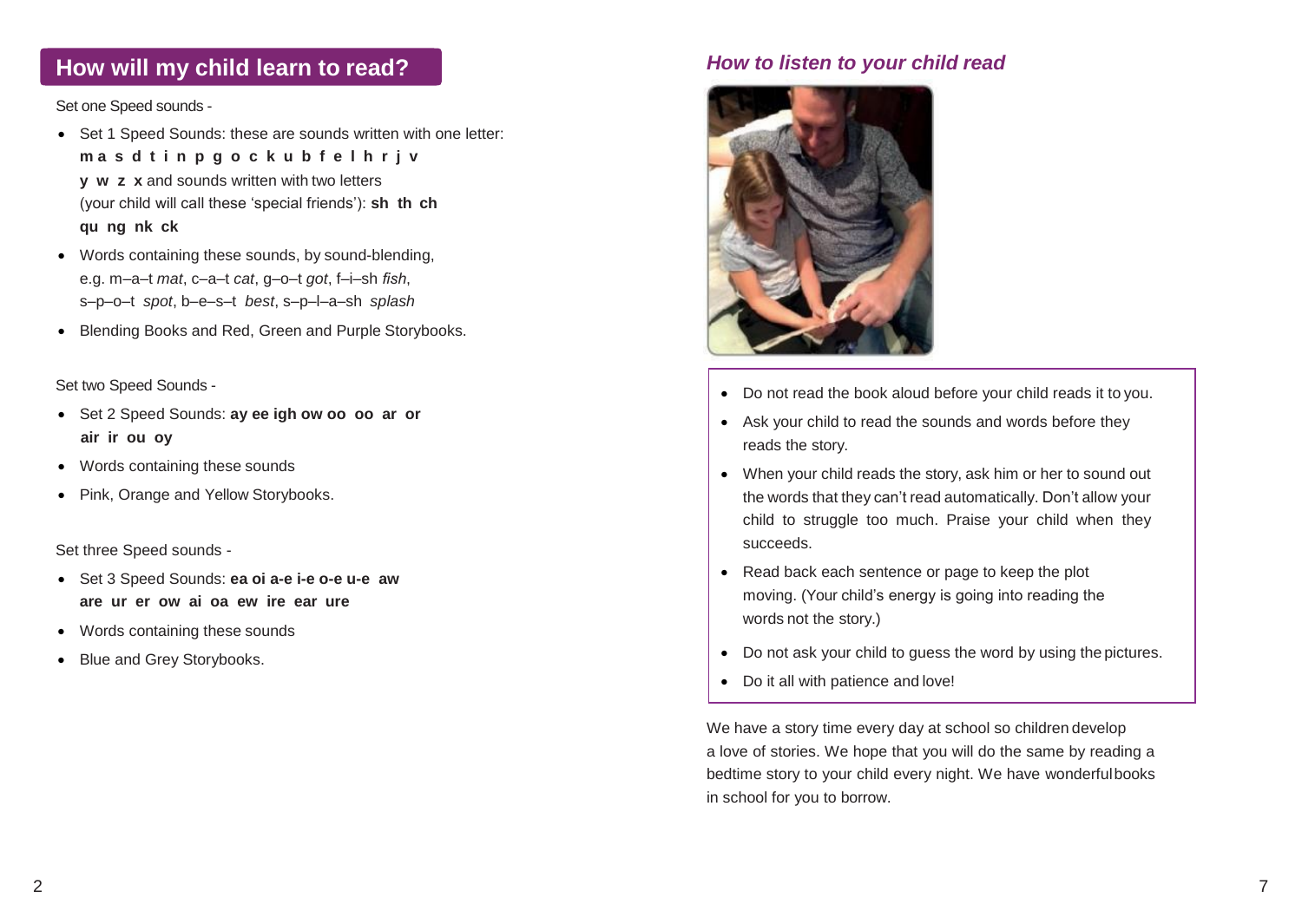## How will my child learn to read?

Set one Speed sounds -

- Set 1 Speed Sounds: these are sounds written with one letter: **m a s d t i n p g o c k u b f e l h r j v y w z x** and sounds written with two letters (your child will call these 'special friends'): **sh th ch qu ng nk ck**
- Words containing these sounds, by sound-blending, e.g. m–a–t *mat*, c–a–t *cat*, g–o–t *got*, f–i–sh *fish*, s–p–o–t *spot*, b–e–s–t *best*, s–p–l–a–sh *splash*
- Blending Books and Red, Green and Purple Storybooks.

Set two Speed Sounds -

- Set 2 Speed Sounds: **ay ee igh ow oo oo ar or air ir ou oy**
- Words containing these sounds
- Pink, Orange and Yellow Storybooks.

Set three Speed sounds -

- Set 3 Speed Sounds: **ea oi a-e i-e o-e u-e aw are ur er ow ai oa ew ire ear ure**
- Words containing these sounds
- Blue and Grey Storybooks.

### *How to listen to your child read*

- Do not read the book aloud before your child reads it to you.
- Ask your child to read the sounds and words before they reads the story.
- When your child reads the story, ask him or her to sound out the words that they can't read automatically. Don't allow your child to struggle too much. Praise your child when they succeeds.
- Read back each sentence or page to keep the plot moving. (Your child's energy is going into reading the words not the story.)
- Do not ask your child to guess the word by using the pictures.
- Do it all with patience and love!

We have a story time every day at school so children develop a love of stories. We hope that you will do the same by reading a bedtime story to your child every night. We have wonderful books in school for you to borrow.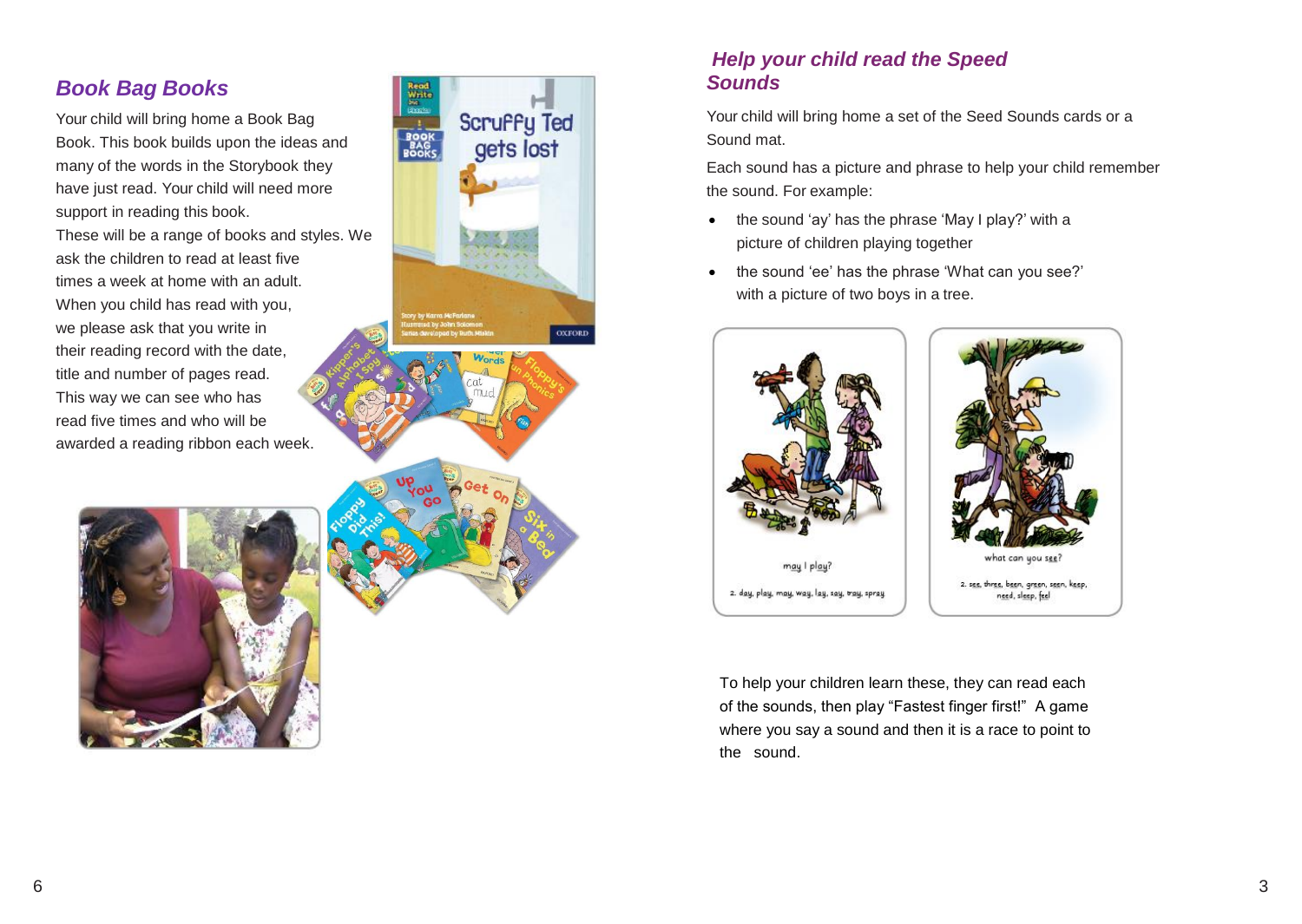## *Book Bag Books*

Your child will bring home a Book Bag Book. This book builds upon the ideas and many of the words in the Storybook they have just read. Your child will need more support in reading this book.

These will be a range of books and styles. We ask the children to read at least five times a week at home with an adult. When you child has read with you, we please ask that you write in their reading record with the date, title and number of pages read. This way we can see who has read five times and who will be awarded a reading ribbon each week.

## *Help your child read the Speed Sounds*

Your child will bring home a set of the Seed Sounds cards or a Sound mat.

Each sound has a picture and phrase to help your child remember the sound. For example:

- the sound 'ay' has the phrase 'May I play?' with a picture of children playing together
- the sound 'ee' has the phrase 'What can you see?' with a picture of two boys in a tree.

may I play?

2. day, play, may, way, lay, say, tray, spray

what can you see?

2. see, three, been, green, seen, keep, need, sleep, feel

To help your children learn these, they can read each of the sounds, then play "Fastest finger first!" A game where you say a sound and then it is a race to point to the sound.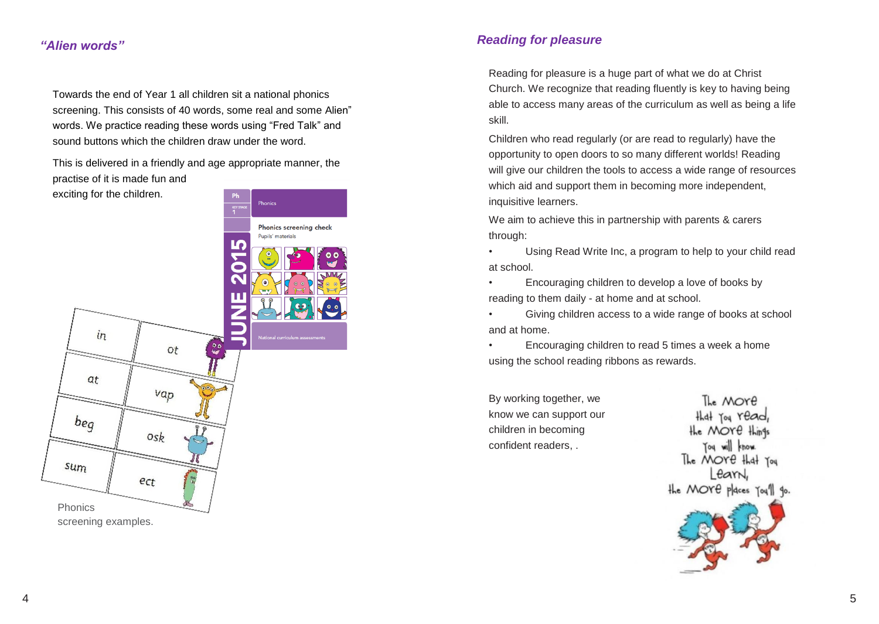## *“Alien words”*

Towards the end of Year 1 all children sit a national phonics screening. This consists of 40 words, some real and some Alien” words. We practice reading these words using “Fred Talk” and sound buttons which the children draw under the word.

This is delivered in a friendly and age appropriate manner, the practise of it is made fun and exciting for the children.

Phonics screening examples.

## *Reading for pleasure*

Reading for pleasure is a huge part of what we do at Christ Church. We recognize that reading fluently is key to having being able to access many areas of the curriculum as well as being a life skill.

Children who read regularly (or are read to regularly) have the opportunity to open doors to so many different worlds! Reading will give our children the tools to access a wide range of resources which aid and support them in becoming more independent, inquisitive learners.

We aim to achieve this in partnership with parents & carers through:

- Using Read Write Inc, a program to help to your child read at school.
- Encouraging children to develop a love of books by reading to them daily - at home and at school.
- Giving children access to a wide range of books at school and at home.
- Encouraging children to read 5 times a week a home using the school reading ribbons as rewards.

By working together, we know we can support our children in becoming confident readers, .